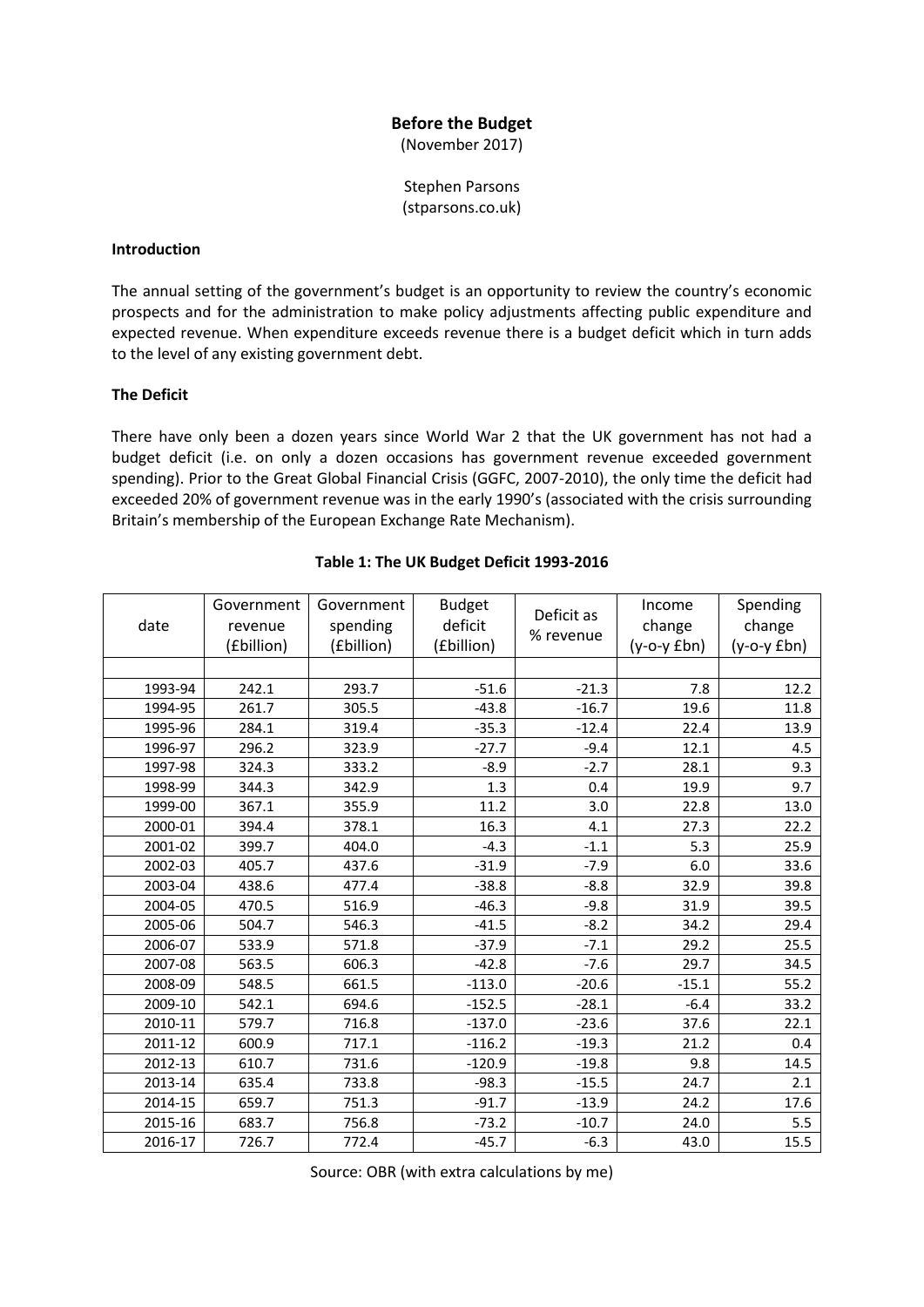# Before the Budget

(November 2017)

Stephen Parsons
(stparsons.co.uk)

## Introduction

The annual setting of the government's budget is an opportunity to review the country's economic prospects and for the administration to make policy adjustments affecting public expenditure and expected revenue. When expenditure exceeds revenue there is a budget deficit which in turn adds to the level of any existing government debt.

## The Deficit

There have only been a dozen years since World War 2 that the UK government has not had a budget deficit (i.e. on only a dozen occasions has government revenue exceeded government spending). Prior to the Great Global Financial Crisis (GGFC, 2007-2010), the only time the deficit had exceeded 20% of government revenue was in the early 1990's (associated with the crisis surrounding Britain's membership of the European Exchange Rate Mechanism).

**Table 1: The UK Budget Deficit 1993-2016**

| date | Government revenue (£billion) | Government spending (£billion) | Budget deficit (£billion) | Deficit as % revenue | Income change (y-o-y £bn) | Spending change (y-o-y £bn) |
|---|---|---|---|---|---|---|
| 1993-94 | 242.1 | 293.7 | -51.6 | -21.3 | 7.8 | 12.2 |
| 1994-95 | 261.7 | 305.5 | -43.8 | -16.7 | 19.6 | 11.8 |
| 1995-96 | 284.1 | 319.4 | -35.3 | -12.4 | 22.4 | 13.9 |
| 1996-97 | 296.2 | 323.9 | -27.7 | -9.4 | 12.1 | 4.5 |
| 1997-98 | 324.3 | 333.2 | -8.9 | -2.7 | 28.1 | 9.3 |
| 1998-99 | 344.3 | 342.9 | 1.3 | 0.4 | 19.9 | 9.7 |
| 1999-00 | 367.1 | 355.9 | 11.2 | 3.0 | 22.8 | 13.0 |
| 2000-01 | 394.4 | 378.1 | 16.3 | 4.1 | 27.3 | 22.2 |
| 2001-02 | 399.7 | 404.0 | -4.3 | -1.1 | 5.3 | 25.9 |
| 2002-03 | 405.7 | 437.6 | -31.9 | -7.9 | 6.0 | 33.6 |
| 2003-04 | 438.6 | 477.4 | -38.8 | -8.8 | 32.9 | 39.8 |
| 2004-05 | 470.5 | 516.9 | -46.3 | -9.8 | 31.9 | 39.5 |
| 2005-06 | 504.7 | 546.3 | -41.5 | -8.2 | 34.2 | 29.4 |
| 2006-07 | 533.9 | 571.8 | -37.9 | -7.1 | 29.2 | 25.5 |
| 2007-08 | 563.5 | 606.3 | -42.8 | -7.6 | 29.7 | 34.5 |
| 2008-09 | 548.5 | 661.5 | -113.0 | -20.6 | -15.1 | 55.2 |
| 2009-10 | 542.1 | 694.6 | -152.5 | -28.1 | -6.4 | 33.2 |
| 2010-11 | 579.7 | 716.8 | -137.0 | -23.6 | 37.6 | 22.1 |
| 2011-12 | 600.9 | 717.1 | -116.2 | -19.3 | 21.2 | 0.4 |
| 2012-13 | 610.7 | 731.6 | -120.9 | -19.8 | 9.8 | 14.5 |
| 2013-14 | 635.4 | 733.8 | -98.3 | -15.5 | 24.7 | 2.1 |
| 2014-15 | 659.7 | 751.3 | -91.7 | -13.9 | 24.2 | 17.6 |
| 2015-16 | 683.7 | 756.8 | -73.2 | -10.7 | 24.0 | 5.5 |
| 2016-17 | 726.7 | 772.4 | -45.7 | -6.3 | 43.0 | 15.5 |

Source: OBR (with extra calculations by me)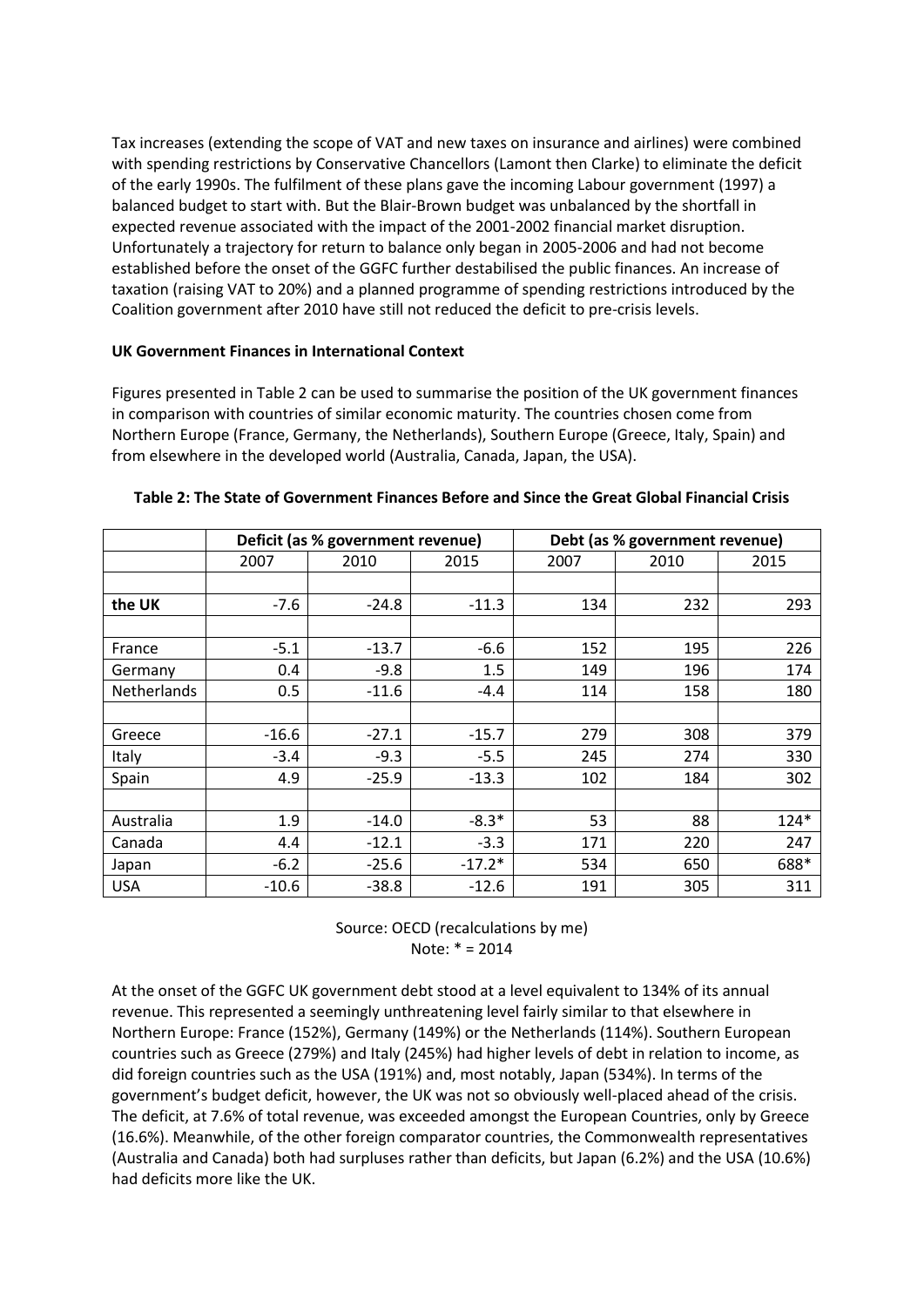Tax increases (extending the scope of VAT and new taxes on insurance and airlines) were combined with spending restrictions by Conservative Chancellors (Lamont then Clarke) to eliminate the deficit of the early 1990s. The fulfilment of these plans gave the incoming Labour government (1997) a balanced budget to start with. But the Blair-Brown budget was unbalanced by the shortfall in expected revenue associated with the impact of the 2001-2002 financial market disruption. Unfortunately a trajectory for return to balance only began in 2005-2006 and had not become established before the onset of the GGFC further destabilised the public finances. An increase of taxation (raising VAT to 20%) and a planned programme of spending restrictions introduced by the Coalition government after 2010 have still not reduced the deficit to pre-crisis levels.

**UK Government Finances in International Context**

Figures presented in Table 2 can be used to summarise the position of the UK government finances in comparison with countries of similar economic maturity. The countries chosen come from Northern Europe (France, Germany, the Netherlands), Southern Europe (Greece, Italy, Spain) and from elsewhere in the developed world (Australia, Canada, Japan, the USA).

**Table 2: The State of Government Finances Before and Since the Great Global Financial Crisis**

| | Deficit (as % government revenue) | | | Debt (as % government revenue) | | |
|---|---|---|---|---|---|---|
| | 2007 | 2010 | 2015 | 2007 | 2010 | 2015 |
| | | | | | | |
| **the UK** | -7.6 | -24.8 | -11.3 | 134 | 232 | 293 |
| | | | | | | |
| France | -5.1 | -13.7 | -6.6 | 152 | 195 | 226 |
| Germany | 0.4 | -9.8 | 1.5 | 149 | 196 | 174 |
| Netherlands | 0.5 | -11.6 | -4.4 | 114 | 158 | 180 |
| | | | | | | |
| Greece | -16.6 | -27.1 | -15.7 | 279 | 308 | 379 |
| Italy | -3.4 | -9.3 | -5.5 | 245 | 274 | 330 |
| Spain | 4.9 | -25.9 | -13.3 | 102 | 184 | 302 |
| | | | | | | |
| Australia | 1.9 | -14.0 | -8.3* | 53 | 88 | 124* |
| Canada | 4.4 | -12.1 | -3.3 | 171 | 220 | 247 |
| Japan | -6.2 | -25.6 | -17.2* | 534 | 650 | 688* |
| USA | -10.6 | -38.8 | -12.6 | 191 | 305 | 311 |

Source: OECD (recalculations by me)
Note: * = 2014

At the onset of the GGFC UK government debt stood at a level equivalent to 134% of its annual revenue. This represented a seemingly unthreatening level fairly similar to that elsewhere in Northern Europe: France (152%), Germany (149%) or the Netherlands (114%). Southern European countries such as Greece (279%) and Italy (245%) had higher levels of debt in relation to income, as did foreign countries such as the USA (191%) and, most notably, Japan (534%). In terms of the government's budget deficit, however, the UK was not so obviously well-placed ahead of the crisis. The deficit, at 7.6% of total revenue, was exceeded amongst the European Countries, only by Greece (16.6%). Meanwhile, of the other foreign comparator countries, the Commonwealth representatives (Australia and Canada) both had surpluses rather than deficits, but Japan (6.2%) and the USA (10.6%) had deficits more like the UK.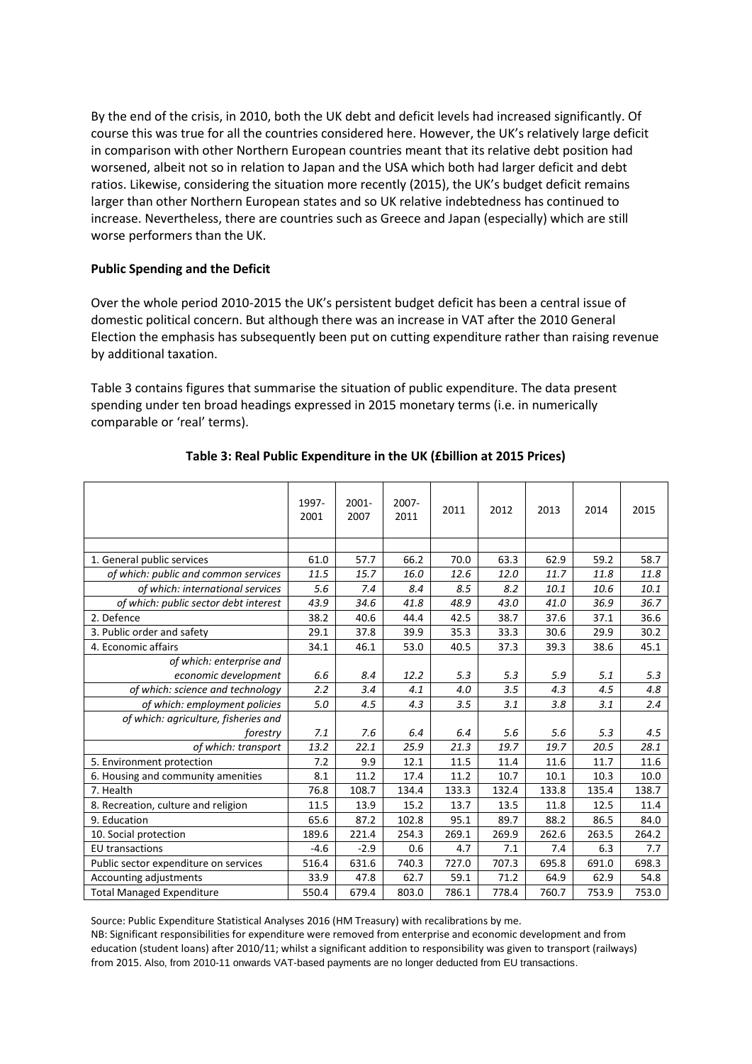By the end of the crisis, in 2010, both the UK debt and deficit levels had increased significantly. Of course this was true for all the countries considered here. However, the UK's relatively large deficit in comparison with other Northern European countries meant that its relative debt position had worsened, albeit not so in relation to Japan and the USA which both had larger deficit and debt ratios. Likewise, considering the situation more recently (2015), the UK's budget deficit remains larger than other Northern European states and so UK relative indebtedness has continued to increase. Nevertheless, there are countries such as Greece and Japan (especially) which are still worse performers than the UK.

**Public Spending and the Deficit**

Over the whole period 2010-2015 the UK's persistent budget deficit has been a central issue of domestic political concern. But although there was an increase in VAT after the 2010 General Election the emphasis has subsequently been put on cutting expenditure rather than raising revenue by additional taxation.

Table 3 contains figures that summarise the situation of public expenditure. The data present spending under ten broad headings expressed in 2015 monetary terms (i.e. in numerically comparable or 'real' terms).

**Table 3: Real Public Expenditure in the UK (£billion at 2015 Prices)**

| | 1997-2001 | 2001-2007 | 2007-2011 | 2011 | 2012 | 2013 | 2014 | 2015 |
|---|---|---|---|---|---|---|---|---|
| 1. General public services | 61.0 | 57.7 | 66.2 | 70.0 | 63.3 | 62.9 | 59.2 | 58.7 |
| *of which: public and common services* | *11.5* | *15.7* | *16.0* | *12.6* | *12.0* | *11.7* | *11.8* | *11.8* |
| *of which: international services* | *5.6* | *7.4* | *8.4* | *8.5* | *8.2* | *10.1* | *10.6* | *10.1* |
| *of which: public sector debt interest* | *43.9* | *34.6* | *41.8* | *48.9* | *43.0* | *41.0* | *36.9* | *36.7* |
| 2. Defence | 38.2 | 40.6 | 44.4 | 42.5 | 38.7 | 37.6 | 37.1 | 36.6 |
| 3. Public order and safety | 29.1 | 37.8 | 39.9 | 35.3 | 33.3 | 30.6 | 29.9 | 30.2 |
| 4. Economic affairs | 34.1 | 46.1 | 53.0 | 40.5 | 37.3 | 39.3 | 38.6 | 45.1 |
| *of which: enterprise and economic development* | *6.6* | *8.4* | *12.2* | *5.3* | *5.3* | *5.9* | *5.1* | *5.3* |
| *of which: science and technology* | *2.2* | *3.4* | *4.1* | *4.0* | *3.5* | *4.3* | *4.5* | *4.8* |
| *of which: employment policies* | *5.0* | *4.5* | *4.3* | *3.5* | *3.1* | *3.8* | *3.1* | *2.4* |
| *of which: agriculture, fisheries and forestry* | *7.1* | *7.6* | *6.4* | *6.4* | *5.6* | *5.6* | *5.3* | *4.5* |
| *of which: transport* | *13.2* | *22.1* | *25.9* | *21.3* | *19.7* | *19.7* | *20.5* | *28.1* |
| 5. Environment protection | 7.2 | 9.9 | 12.1 | 11.5 | 11.4 | 11.6 | 11.7 | 11.6 |
| 6. Housing and community amenities | 8.1 | 11.2 | 17.4 | 11.2 | 10.7 | 10.1 | 10.3 | 10.0 |
| 7. Health | 76.8 | 108.7 | 134.4 | 133.3 | 132.4 | 133.8 | 135.4 | 138.7 |
| 8. Recreation, culture and religion | 11.5 | 13.9 | 15.2 | 13.7 | 13.5 | 11.8 | 12.5 | 11.4 |
| 9. Education | 65.6 | 87.2 | 102.8 | 95.1 | 89.7 | 88.2 | 86.5 | 84.0 |
| 10. Social protection | 189.6 | 221.4 | 254.3 | 269.1 | 269.9 | 262.6 | 263.5 | 264.2 |
| EU transactions | -4.6 | -2.9 | 0.6 | 4.7 | 7.1 | 7.4 | 6.3 | 7.7 |
| Public sector expenditure on services | 516.4 | 631.6 | 740.3 | 727.0 | 707.3 | 695.8 | 691.0 | 698.3 |
| Accounting adjustments | 33.9 | 47.8 | 62.7 | 59.1 | 71.2 | 64.9 | 62.9 | 54.8 |
| Total Managed Expenditure | 550.4 | 679.4 | 803.0 | 786.1 | 778.4 | 760.7 | 753.9 | 753.0 |

Source: Public Expenditure Statistical Analyses 2016 (HM Treasury) with recalibrations by me.

NB: Significant responsibilities for expenditure were removed from enterprise and economic development and from education (student loans) after 2010/11; whilst a significant addition to responsibility was given to transport (railways) from 2015. Also, from 2010-11 onwards VAT-based payments are no longer deducted from EU transactions.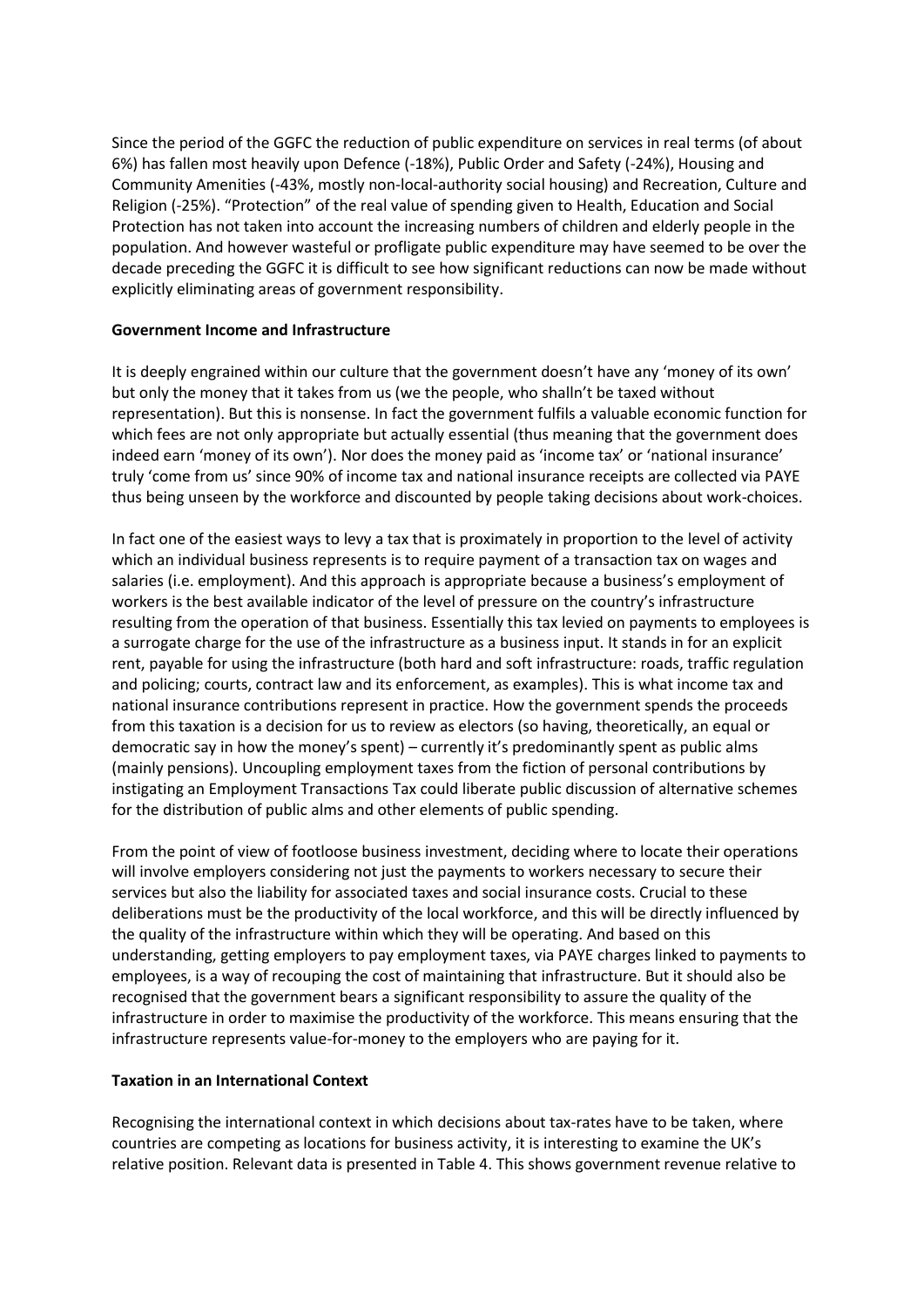Since the period of the GGFC the reduction of public expenditure on services in real terms (of about 6%) has fallen most heavily upon Defence (-18%), Public Order and Safety (-24%), Housing and Community Amenities (-43%, mostly non-local-authority social housing) and Recreation, Culture and Religion (-25%). "Protection" of the real value of spending given to Health, Education and Social Protection has not taken into account the increasing numbers of children and elderly people in the population. And however wasteful or profligate public expenditure may have seemed to be over the decade preceding the GGFC it is difficult to see how significant reductions can now be made without explicitly eliminating areas of government responsibility.

**Government Income and Infrastructure**

It is deeply engrained within our culture that the government doesn't have any 'money of its own' but only the money that it takes from us (we the people, who shalln't be taxed without representation). But this is nonsense. In fact the government fulfils a valuable economic function for which fees are not only appropriate but actually essential (thus meaning that the government does indeed earn 'money of its own'). Nor does the money paid as 'income tax' or 'national insurance' truly 'come from us' since 90% of income tax and national insurance receipts are collected via PAYE thus being unseen by the workforce and discounted by people taking decisions about work-choices.

In fact one of the easiest ways to levy a tax that is proximately in proportion to the level of activity which an individual business represents is to require payment of a transaction tax on wages and salaries (i.e. employment). And this approach is appropriate because a business's employment of workers is the best available indicator of the level of pressure on the country's infrastructure resulting from the operation of that business. Essentially this tax levied on payments to employees is a surrogate charge for the use of the infrastructure as a business input. It stands in for an explicit rent, payable for using the infrastructure (both hard and soft infrastructure: roads, traffic regulation and policing; courts, contract law and its enforcement, as examples). This is what income tax and national insurance contributions represent in practice. How the government spends the proceeds from this taxation is a decision for us to review as electors (so having, theoretically, an equal or democratic say in how the money's spent) – currently it's predominantly spent as public alms (mainly pensions). Uncoupling employment taxes from the fiction of personal contributions by instigating an Employment Transactions Tax could liberate public discussion of alternative schemes for the distribution of public alms and other elements of public spending.

From the point of view of footloose business investment, deciding where to locate their operations will involve employers considering not just the payments to workers necessary to secure their services but also the liability for associated taxes and social insurance costs. Crucial to these deliberations must be the productivity of the local workforce, and this will be directly influenced by the quality of the infrastructure within which they will be operating. And based on this understanding, getting employers to pay employment taxes, via PAYE charges linked to payments to employees, is a way of recouping the cost of maintaining that infrastructure. But it should also be recognised that the government bears a significant responsibility to assure the quality of the infrastructure in order to maximise the productivity of the workforce. This means ensuring that the infrastructure represents value-for-money to the employers who are paying for it.

**Taxation in an International Context**

Recognising the international context in which decisions about tax-rates have to be taken, where countries are competing as locations for business activity, it is interesting to examine the UK's relative position. Relevant data is presented in Table 4. This shows government revenue relative to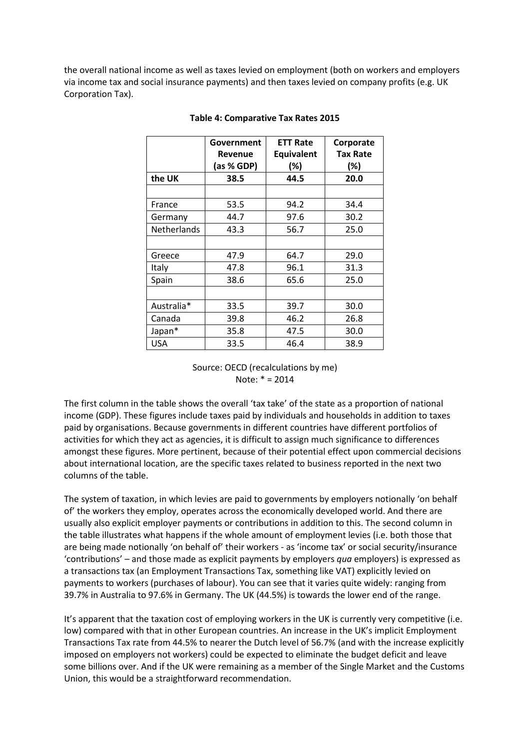the overall national income as well as taxes levied on employment (both on workers and employers via income tax and social insurance payments) and then taxes levied on company profits (e.g. UK Corporation Tax).

**Table 4: Comparative Tax Rates 2015**

| | Government Revenue (as % GDP) | ETT Rate Equivalent (%) | Corporate Tax Rate (%) |
|---|---|---|---|
| **the UK** | **38.5** | **44.5** | **20.0** |
| | | | |
| France | 53.5 | 94.2 | 34.4 |
| Germany | 44.7 | 97.6 | 30.2 |
| Netherlands | 43.3 | 56.7 | 25.0 |
| | | | |
| Greece | 47.9 | 64.7 | 29.0 |
| Italy | 47.8 | 96.1 | 31.3 |
| Spain | 38.6 | 65.6 | 25.0 |
| | | | |
| Australia* | 33.5 | 39.7 | 30.0 |
| Canada | 39.8 | 46.2 | 26.8 |
| Japan* | 35.8 | 47.5 | 30.0 |
| USA | 33.5 | 46.4 | 38.9 |

Source: OECD (recalculations by me)
Note: * = 2014

The first column in the table shows the overall 'tax take' of the state as a proportion of national income (GDP). These figures include taxes paid by individuals and households in addition to taxes paid by organisations. Because governments in different countries have different portfolios of activities for which they act as agencies, it is difficult to assign much significance to differences amongst these figures. More pertinent, because of their potential effect upon commercial decisions about international location, are the specific taxes related to business reported in the next two columns of the table.

The system of taxation, in which levies are paid to governments by employers notionally 'on behalf of' the workers they employ, operates across the economically developed world. And there are usually also explicit employer payments or contributions in addition to this. The second column in the table illustrates what happens if the whole amount of employment levies (i.e. both those that are being made notionally 'on behalf of' their workers - as 'income tax' or social security/insurance 'contributions' – and those made as explicit payments by employers *qua* employers) is expressed as a transactions tax (an Employment Transactions Tax, something like VAT) explicitly levied on payments to workers (purchases of labour). You can see that it varies quite widely: ranging from 39.7% in Australia to 97.6% in Germany. The UK (44.5%) is towards the lower end of the range.

It's apparent that the taxation cost of employing workers in the UK is currently very competitive (i.e. low) compared with that in other European countries. An increase in the UK's implicit Employment Transactions Tax rate from 44.5% to nearer the Dutch level of 56.7% (and with the increase explicitly imposed on employers not workers) could be expected to eliminate the budget deficit and leave some billions over. And if the UK were remaining as a member of the Single Market and the Customs Union, this would be a straightforward recommendation.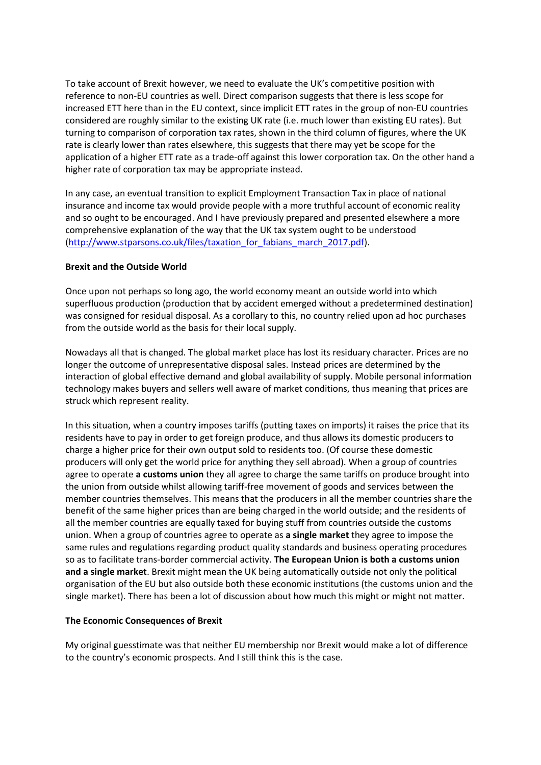To take account of Brexit however, we need to evaluate the UK's competitive position with reference to non-EU countries as well. Direct comparison suggests that there is less scope for increased ETT here than in the EU context, since implicit ETT rates in the group of non-EU countries considered are roughly similar to the existing UK rate (i.e. much lower than existing EU rates). But turning to comparison of corporation tax rates, shown in the third column of figures, where the UK rate is clearly lower than rates elsewhere, this suggests that there may yet be scope for the application of a higher ETT rate as a trade-off against this lower corporation tax. On the other hand a higher rate of corporation tax may be appropriate instead.

In any case, an eventual transition to explicit Employment Transaction Tax in place of national insurance and income tax would provide people with a more truthful account of economic reality and so ought to be encouraged. And I have previously prepared and presented elsewhere a more comprehensive explanation of the way that the UK tax system ought to be understood (http://www.stparsons.co.uk/files/taxation_for_fabians_march_2017.pdf).

**Brexit and the Outside World**

Once upon not perhaps so long ago, the world economy meant an outside world into which superfluous production (production that by accident emerged without a predetermined destination) was consigned for residual disposal. As a corollary to this, no country relied upon ad hoc purchases from the outside world as the basis for their local supply.

Nowadays all that is changed. The global market place has lost its residuary character. Prices are no longer the outcome of unrepresentative disposal sales. Instead prices are determined by the interaction of global effective demand and global availability of supply. Mobile personal information technology makes buyers and sellers well aware of market conditions, thus meaning that prices are struck which represent reality.

In this situation, when a country imposes tariffs (putting taxes on imports) it raises the price that its residents have to pay in order to get foreign produce, and thus allows its domestic producers to charge a higher price for their own output sold to residents too. (Of course these domestic producers will only get the world price for anything they sell abroad). When a group of countries agree to operate **a customs union** they all agree to charge the same tariffs on produce brought into the union from outside whilst allowing tariff-free movement of goods and services between the member countries themselves. This means that the producers in all the member countries share the benefit of the same higher prices than are being charged in the world outside; and the residents of all the member countries are equally taxed for buying stuff from countries outside the customs union. When a group of countries agree to operate as **a single market** they agree to impose the same rules and regulations regarding product quality standards and business operating procedures so as to facilitate trans-border commercial activity. **The European Union is both a customs union and a single market**. Brexit might mean the UK being automatically outside not only the political organisation of the EU but also outside both these economic institutions (the customs union and the single market). There has been a lot of discussion about how much this might or might not matter.

**The Economic Consequences of Brexit**

My original guesstimate was that neither EU membership nor Brexit would make a lot of difference to the country's economic prospects. And I still think this is the case.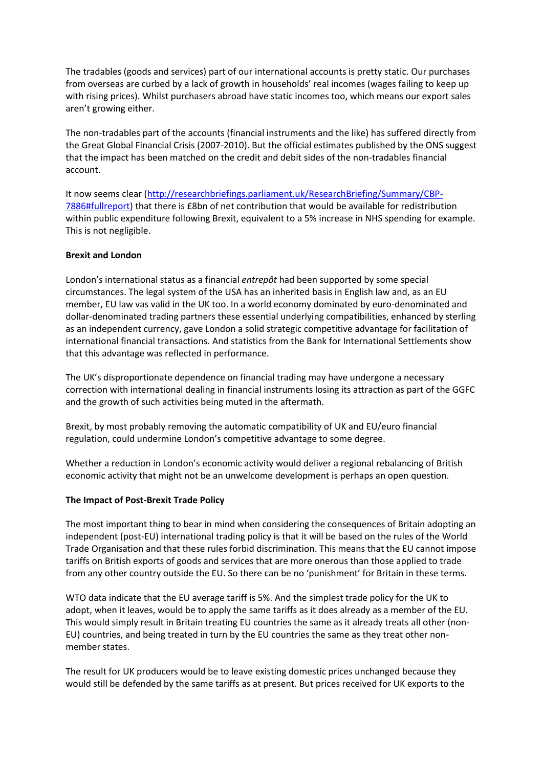The tradables (goods and services) part of our international accounts is pretty static. Our purchases from overseas are curbed by a lack of growth in households' real incomes (wages failing to keep up with rising prices). Whilst purchasers abroad have static incomes too, which means our export sales aren't growing either.

The non-tradables part of the accounts (financial instruments and the like) has suffered directly from the Great Global Financial Crisis (2007-2010). But the official estimates published by the ONS suggest that the impact has been matched on the credit and debit sides of the non-tradables financial account.

It now seems clear (http://researchbriefings.parliament.uk/ResearchBriefing/Summary/CBP-7886#fullreport) that there is £8bn of net contribution that would be available for redistribution within public expenditure following Brexit, equivalent to a 5% increase in NHS spending for example. This is not negligible.

**Brexit and London**

London's international status as a financial *entrepôt* had been supported by some special circumstances. The legal system of the USA has an inherited basis in English law and, as an EU member, EU law vas valid in the UK too. In a world economy dominated by euro-denominated and dollar-denominated trading partners these essential underlying compatibilities, enhanced by sterling as an independent currency, gave London a solid strategic competitive advantage for facilitation of international financial transactions. And statistics from the Bank for International Settlements show that this advantage was reflected in performance.

The UK's disproportionate dependence on financial trading may have undergone a necessary correction with international dealing in financial instruments losing its attraction as part of the GGFC and the growth of such activities being muted in the aftermath.

Brexit, by most probably removing the automatic compatibility of UK and EU/euro financial regulation, could undermine London's competitive advantage to some degree.

Whether a reduction in London's economic activity would deliver a regional rebalancing of British economic activity that might not be an unwelcome development is perhaps an open question.

**The Impact of Post-Brexit Trade Policy**

The most important thing to bear in mind when considering the consequences of Britain adopting an independent (post-EU) international trading policy is that it will be based on the rules of the World Trade Organisation and that these rules forbid discrimination. This means that the EU cannot impose tariffs on British exports of goods and services that are more onerous than those applied to trade from any other country outside the EU. So there can be no 'punishment' for Britain in these terms.

WTO data indicate that the EU average tariff is 5%. And the simplest trade policy for the UK to adopt, when it leaves, would be to apply the same tariffs as it does already as a member of the EU. This would simply result in Britain treating EU countries the same as it already treats all other (non-EU) countries, and being treated in turn by the EU countries the same as they treat other non-member states.

The result for UK producers would be to leave existing domestic prices unchanged because they would still be defended by the same tariffs as at present. But prices received for UK exports to the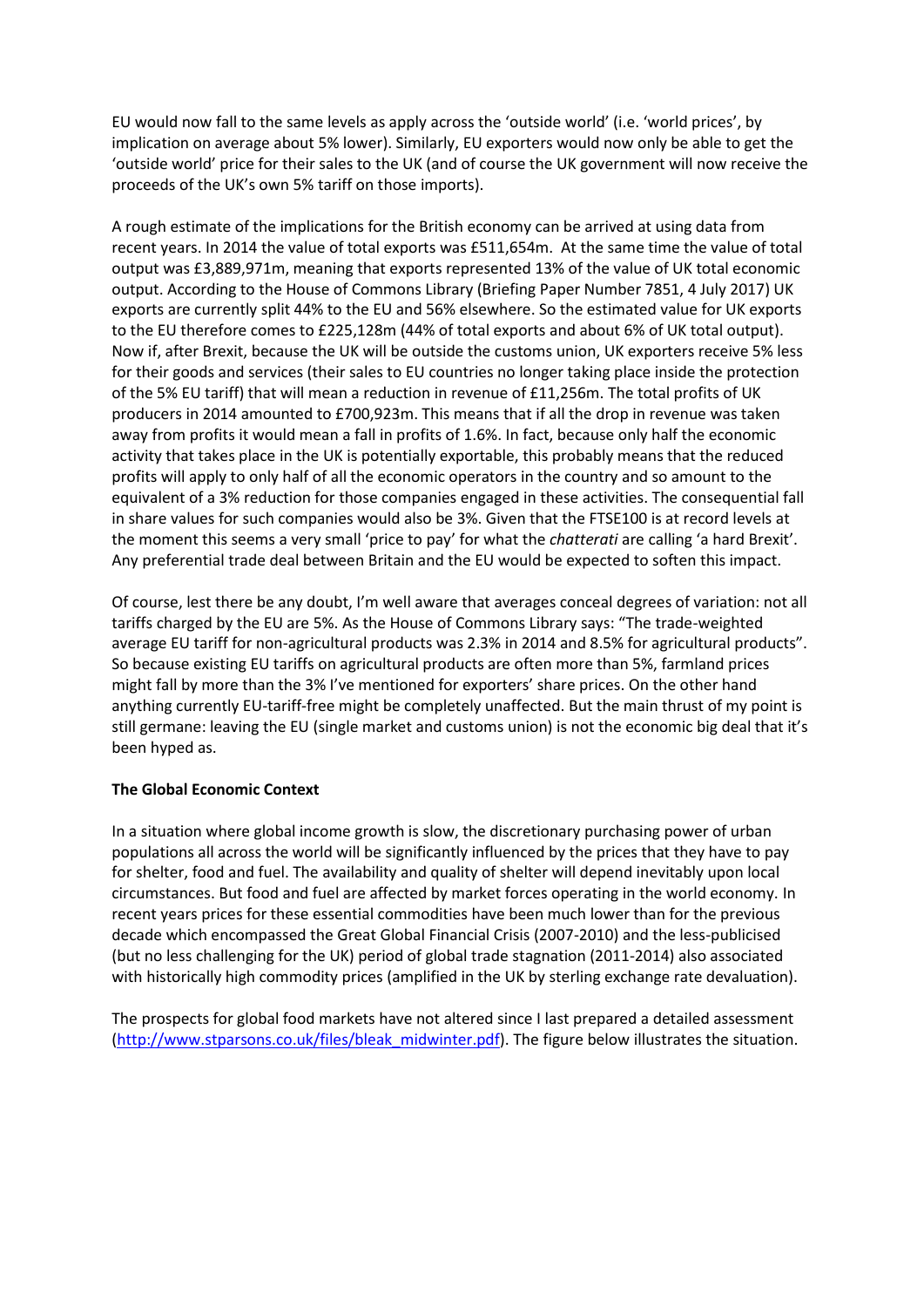EU would now fall to the same levels as apply across the 'outside world' (i.e. 'world prices', by implication on average about 5% lower). Similarly, EU exporters would now only be able to get the 'outside world' price for their sales to the UK (and of course the UK government will now receive the proceeds of the UK's own 5% tariff on those imports).

A rough estimate of the implications for the British economy can be arrived at using data from recent years. In 2014 the value of total exports was £511,654m. At the same time the value of total output was £3,889,971m, meaning that exports represented 13% of the value of UK total economic output. According to the House of Commons Library (Briefing Paper Number 7851, 4 July 2017) UK exports are currently split 44% to the EU and 56% elsewhere. So the estimated value for UK exports to the EU therefore comes to £225,128m (44% of total exports and about 6% of UK total output). Now if, after Brexit, because the UK will be outside the customs union, UK exporters receive 5% less for their goods and services (their sales to EU countries no longer taking place inside the protection of the 5% EU tariff) that will mean a reduction in revenue of £11,256m. The total profits of UK producers in 2014 amounted to £700,923m. This means that if all the drop in revenue was taken away from profits it would mean a fall in profits of 1.6%. In fact, because only half the economic activity that takes place in the UK is potentially exportable, this probably means that the reduced profits will apply to only half of all the economic operators in the country and so amount to the equivalent of a 3% reduction for those companies engaged in these activities. The consequential fall in share values for such companies would also be 3%. Given that the FTSE100 is at record levels at the moment this seems a very small 'price to pay' for what the *chatterati* are calling 'a hard Brexit'. Any preferential trade deal between Britain and the EU would be expected to soften this impact.

Of course, lest there be any doubt, I'm well aware that averages conceal degrees of variation: not all tariffs charged by the EU are 5%. As the House of Commons Library says: "The trade-weighted average EU tariff for non-agricultural products was 2.3% in 2014 and 8.5% for agricultural products". So because existing EU tariffs on agricultural products are often more than 5%, farmland prices might fall by more than the 3% I've mentioned for exporters' share prices. On the other hand anything currently EU-tariff-free might be completely unaffected. But the main thrust of my point is still germane: leaving the EU (single market and customs union) is not the economic big deal that it's been hyped as.

**The Global Economic Context**

In a situation where global income growth is slow, the discretionary purchasing power of urban populations all across the world will be significantly influenced by the prices that they have to pay for shelter, food and fuel. The availability and quality of shelter will depend inevitably upon local circumstances. But food and fuel are affected by market forces operating in the world economy. In recent years prices for these essential commodities have been much lower than for the previous decade which encompassed the Great Global Financial Crisis (2007-2010) and the less-publicised (but no less challenging for the UK) period of global trade stagnation (2011-2014) also associated with historically high commodity prices (amplified in the UK by sterling exchange rate devaluation).

The prospects for global food markets have not altered since I last prepared a detailed assessment (http://www.stparsons.co.uk/files/bleak_midwinter.pdf). The figure below illustrates the situation.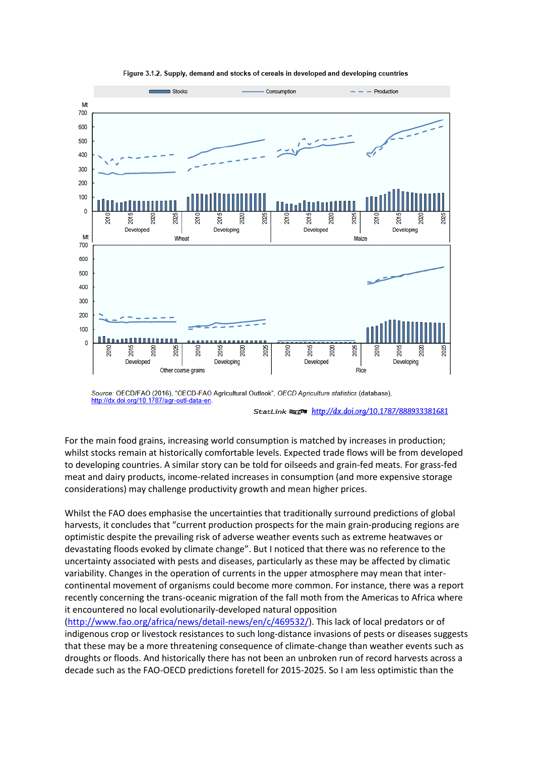**Figure 3.1.2. Supply, demand and stocks of cereals in developed and developing countries**

*Source:* OECD/FAO (2016), "OECD-FAO Agricultural Outlook", *OECD Agriculture statistics* (database), http://dx.doi.org/10.1787/agr-outl-data-en.

StatLink http://dx.doi.org/10.1787/888933381681

For the main food grains, increasing world consumption is matched by increases in production; whilst stocks remain at historically comfortable levels. Expected trade flows will be from developed to developing countries. A similar story can be told for oilseeds and grain-fed meats. For grass-fed meat and dairy products, income-related increases in consumption (and more expensive storage considerations) may challenge productivity growth and mean higher prices.

Whilst the FAO does emphasise the uncertainties that traditionally surround predictions of global harvests, it concludes that "current production prospects for the main grain-producing regions are optimistic despite the prevailing risk of adverse weather events such as extreme heatwaves or devastating floods evoked by climate change". But I noticed that there was no reference to the uncertainty associated with pests and diseases, particularly as these may be affected by climatic variability. Changes in the operation of currents in the upper atmosphere may mean that inter-continental movement of organisms could become more common. For instance, there was a report recently concerning the trans-oceanic migration of the fall moth from the Americas to Africa where it encountered no local evolutionarily-developed natural opposition (http://www.fao.org/africa/news/detail-news/en/c/469532/). This lack of local predators or of indigenous crop or livestock resistances to such long-distance invasions of pests or diseases suggests that these may be a more threatening consequence of climate-change than weather events such as droughts or floods. And historically there has not been an unbroken run of record harvests across a decade such as the FAO-OECD predictions foretell for 2015-2025. So I am less optimistic than the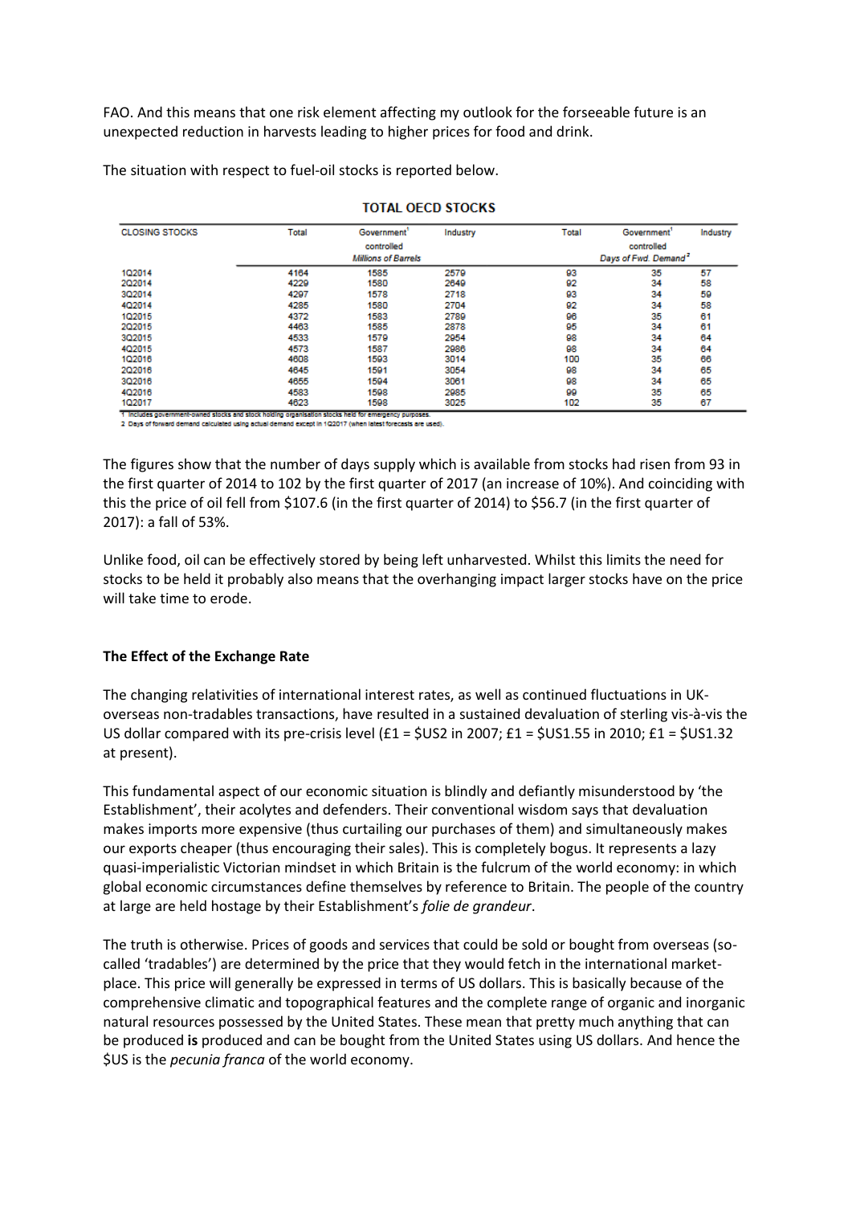FAO. And this means that one risk element affecting my outlook for the forseeable future is an unexpected reduction in harvests leading to higher prices for food and drink.

The situation with respect to fuel-oil stocks is reported below.

**TOTAL OECD STOCKS**

| CLOSING STOCKS | Total | Government[1] controlled | Industry | Total | Government[1] controlled | Industry |
|---|---|---|---|---|---|---|
| | Millions of Barrels | | | Days of Fwd. Demand[2] | | |
| 1Q2014 | 4164 | 1585 | 2579 | 93 | 35 | 57 |
| 2Q2014 | 4229 | 1580 | 2649 | 92 | 34 | 58 |
| 3Q2014 | 4297 | 1578 | 2718 | 93 | 34 | 59 |
| 4Q2014 | 4285 | 1580 | 2704 | 92 | 34 | 58 |
| 1Q2015 | 4372 | 1583 | 2789 | 96 | 35 | 61 |
| 2Q2015 | 4463 | 1585 | 2878 | 95 | 34 | 61 |
| 3Q2015 | 4533 | 1579 | 2954 | 98 | 34 | 64 |
| 4Q2015 | 4573 | 1587 | 2986 | 98 | 34 | 64 |
| 1Q2016 | 4608 | 1593 | 3014 | 100 | 35 | 66 |
| 2Q2016 | 4645 | 1591 | 3054 | 98 | 34 | 65 |
| 3Q2016 | 4655 | 1594 | 3061 | 98 | 34 | 65 |
| 4Q2016 | 4583 | 1598 | 2985 | 99 | 35 | 65 |
| 1Q2017 | 4623 | 1598 | 3025 | 102 | 35 | 67 |

1 Includes government-owned stocks and stock holding organisation stocks held for emergency purposes.
2 Days of forward demand calculated using actual demand except in 1Q2017 (when latest forecasts are used).

The figures show that the number of days supply which is available from stocks had risen from 93 in the first quarter of 2014 to 102 by the first quarter of 2017 (an increase of 10%). And coinciding with this the price of oil fell from $107.6 (in the first quarter of 2014) to $56.7 (in the first quarter of 2017): a fall of 53%.

Unlike food, oil can be effectively stored by being left unharvested. Whilst this limits the need for stocks to be held it probably also means that the overhanging impact larger stocks have on the price will take time to erode.

### The Effect of the Exchange Rate

The changing relativities of international interest rates, as well as continued fluctuations in UK-overseas non-tradables transactions, have resulted in a sustained devaluation of sterling vis-à-vis the US dollar compared with its pre-crisis level (£1 = $US2 in 2007; £1 = $US1.55 in 2010; £1 = $US1.32 at present).

This fundamental aspect of our economic situation is blindly and defiantly misunderstood by 'the Establishment', their acolytes and defenders. Their conventional wisdom says that devaluation makes imports more expensive (thus curtailing our purchases of them) and simultaneously makes our exports cheaper (thus encouraging their sales). This is completely bogus. It represents a lazy quasi-imperialistic Victorian mindset in which Britain is the fulcrum of the world economy: in which global economic circumstances define themselves by reference to Britain. The people of the country at large are held hostage by their Establishment's *folie de grandeur*.

The truth is otherwise. Prices of goods and services that could be sold or bought from overseas (so-called 'tradables') are determined by the price that they would fetch in the international market-place. This price will generally be expressed in terms of US dollars. This is basically because of the comprehensive climatic and topographical features and the complete range of organic and inorganic natural resources possessed by the United States. These mean that pretty much anything that can be produced **is** produced and can be bought from the United States using US dollars. And hence the $US is the *pecunia franca* of the world economy.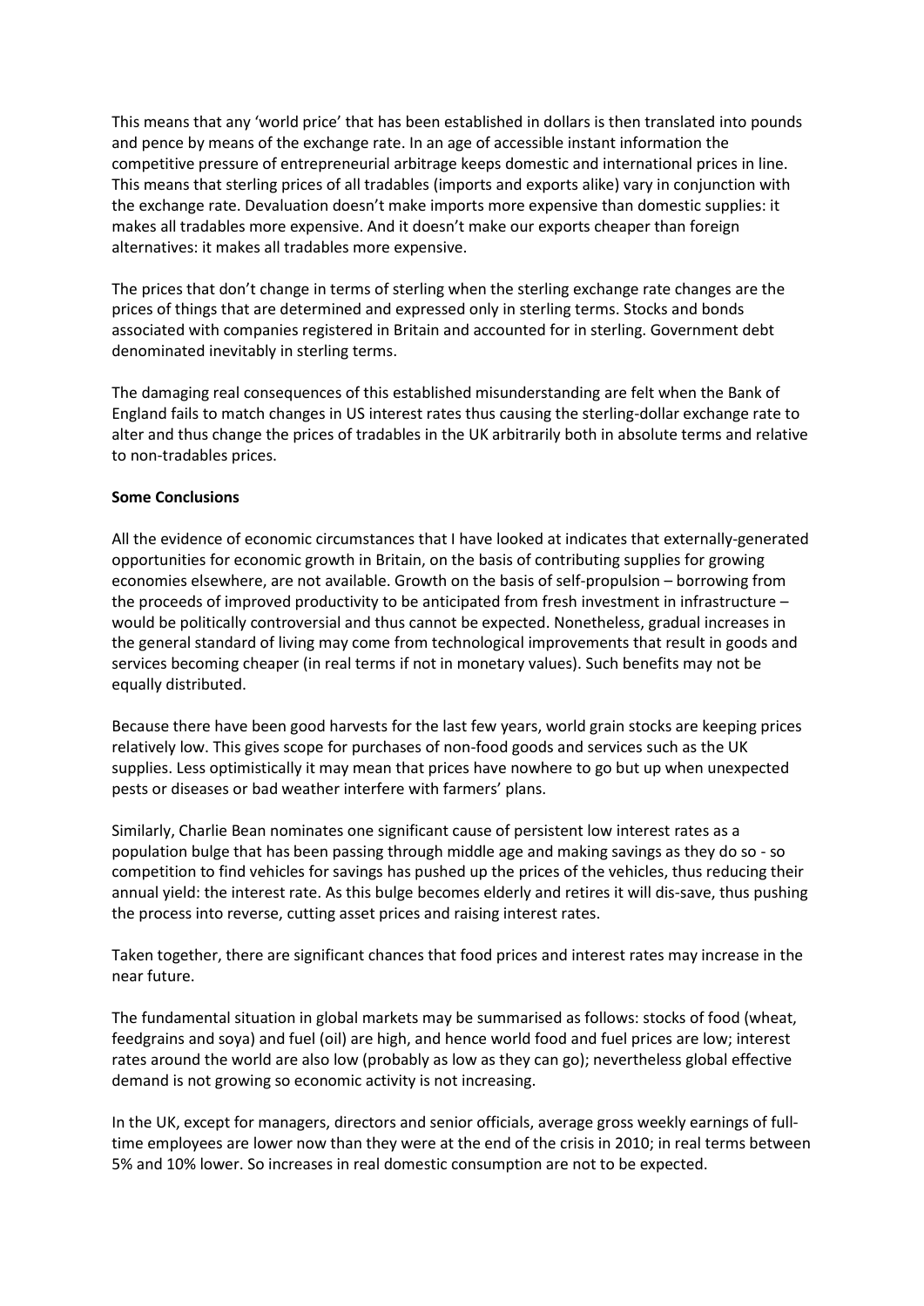This means that any 'world price' that has been established in dollars is then translated into pounds and pence by means of the exchange rate. In an age of accessible instant information the competitive pressure of entrepreneurial arbitrage keeps domestic and international prices in line. This means that sterling prices of all tradables (imports and exports alike) vary in conjunction with the exchange rate. Devaluation doesn't make imports more expensive than domestic supplies: it makes all tradables more expensive. And it doesn't make our exports cheaper than foreign alternatives: it makes all tradables more expensive.

The prices that don't change in terms of sterling when the sterling exchange rate changes are the prices of things that are determined and expressed only in sterling terms. Stocks and bonds associated with companies registered in Britain and accounted for in sterling. Government debt denominated inevitably in sterling terms.

The damaging real consequences of this established misunderstanding are felt when the Bank of England fails to match changes in US interest rates thus causing the sterling-dollar exchange rate to alter and thus change the prices of tradables in the UK arbitrarily both in absolute terms and relative to non-tradables prices.

**Some Conclusions**

All the evidence of economic circumstances that I have looked at indicates that externally-generated opportunities for economic growth in Britain, on the basis of contributing supplies for growing economies elsewhere, are not available. Growth on the basis of self-propulsion – borrowing from the proceeds of improved productivity to be anticipated from fresh investment in infrastructure – would be politically controversial and thus cannot be expected. Nonetheless, gradual increases in the general standard of living may come from technological improvements that result in goods and services becoming cheaper (in real terms if not in monetary values). Such benefits may not be equally distributed.

Because there have been good harvests for the last few years, world grain stocks are keeping prices relatively low. This gives scope for purchases of non-food goods and services such as the UK supplies. Less optimistically it may mean that prices have nowhere to go but up when unexpected pests or diseases or bad weather interfere with farmers' plans.

Similarly, Charlie Bean nominates one significant cause of persistent low interest rates as a population bulge that has been passing through middle age and making savings as they do so - so competition to find vehicles for savings has pushed up the prices of the vehicles, thus reducing their annual yield: the interest rate. As this bulge becomes elderly and retires it will dis-save, thus pushing the process into reverse, cutting asset prices and raising interest rates.

Taken together, there are significant chances that food prices and interest rates may increase in the near future.

The fundamental situation in global markets may be summarised as follows: stocks of food (wheat, feedgrains and soya) and fuel (oil) are high, and hence world food and fuel prices are low; interest rates around the world are also low (probably as low as they can go); nevertheless global effective demand is not growing so economic activity is not increasing.

In the UK, except for managers, directors and senior officials, average gross weekly earnings of full-time employees are lower now than they were at the end of the crisis in 2010; in real terms between 5% and 10% lower. So increases in real domestic consumption are not to be expected.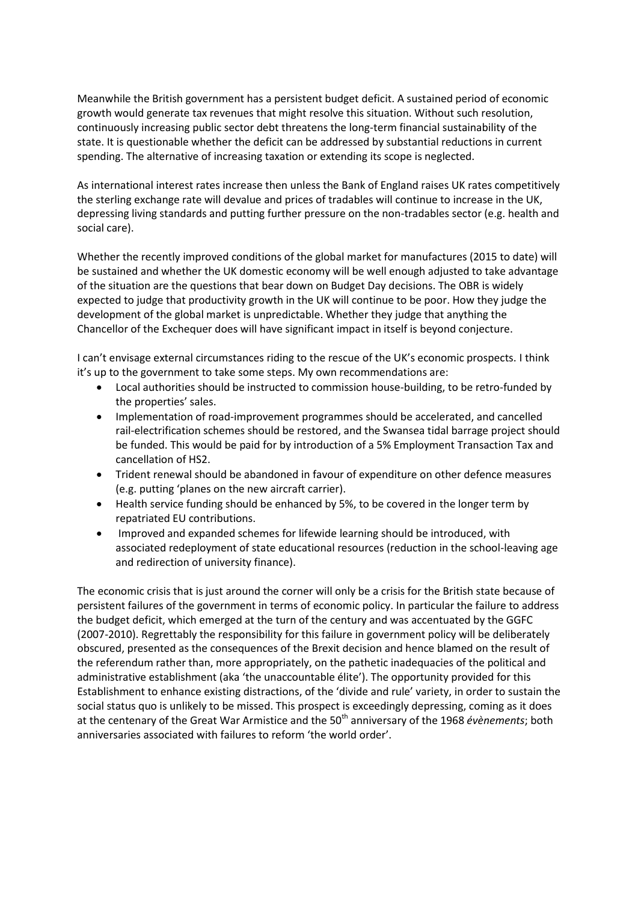Meanwhile the British government has a persistent budget deficit. A sustained period of economic growth would generate tax revenues that might resolve this situation. Without such resolution, continuously increasing public sector debt threatens the long-term financial sustainability of the state. It is questionable whether the deficit can be addressed by substantial reductions in current spending. The alternative of increasing taxation or extending its scope is neglected.

As international interest rates increase then unless the Bank of England raises UK rates competitively the sterling exchange rate will devalue and prices of tradables will continue to increase in the UK, depressing living standards and putting further pressure on the non-tradables sector (e.g. health and social care).

Whether the recently improved conditions of the global market for manufactures (2015 to date) will be sustained and whether the UK domestic economy will be well enough adjusted to take advantage of the situation are the questions that bear down on Budget Day decisions. The OBR is widely expected to judge that productivity growth in the UK will continue to be poor. How they judge the development of the global market is unpredictable. Whether they judge that anything the Chancellor of the Exchequer does will have significant impact in itself is beyond conjecture.

I can't envisage external circumstances riding to the rescue of the UK's economic prospects. I think it's up to the government to take some steps. My own recommendations are:

- Local authorities should be instructed to commission house-building, to be retro-funded by the properties' sales.
- Implementation of road-improvement programmes should be accelerated, and cancelled rail-electrification schemes should be restored, and the Swansea tidal barrage project should be funded. This would be paid for by introduction of a 5% Employment Transaction Tax and cancellation of HS2.
- Trident renewal should be abandoned in favour of expenditure on other defence measures (e.g. putting 'planes on the new aircraft carrier).
- Health service funding should be enhanced by 5%, to be covered in the longer term by repatriated EU contributions.
- Improved and expanded schemes for lifewide learning should be introduced, with associated redeployment of state educational resources (reduction in the school-leaving age and redirection of university finance).

The economic crisis that is just around the corner will only be a crisis for the British state because of persistent failures of the government in terms of economic policy. In particular the failure to address the budget deficit, which emerged at the turn of the century and was accentuated by the GGFC (2007-2010). Regrettably the responsibility for this failure in government policy will be deliberately obscured, presented as the consequences of the Brexit decision and hence blamed on the result of the referendum rather than, more appropriately, on the pathetic inadequacies of the political and administrative establishment (aka 'the unaccountable élite'). The opportunity provided for this Establishment to enhance existing distractions, of the 'divide and rule' variety, in order to sustain the social status quo is unlikely to be missed. This prospect is exceedingly depressing, coming as it does at the centenary of the Great War Armistice and the 50th anniversary of the 1968 *évènements*; both anniversaries associated with failures to reform 'the world order'.